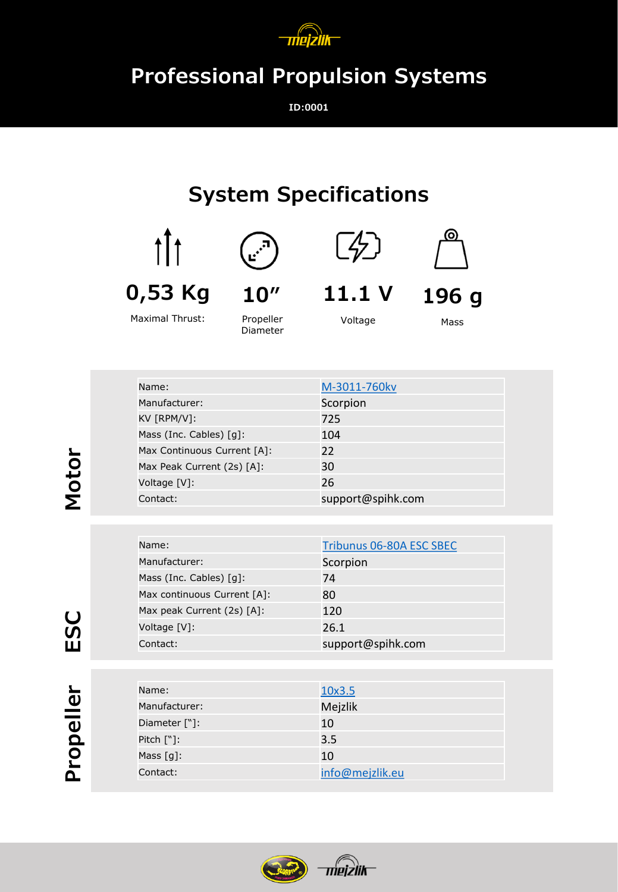# Professional Propulsion Systems

**ID:0001**

## System Specifications

| 0,53 Kg | 10″ | 11.1 V | 196 g |
|---|---|---|---|
| Maximal Thrust: | Propeller Diameter | Voltage | Mass |

### Motor

| Name: | M-3011-760kv |
|---|---|
| Manufacturer: | Scorpion |
| KV [RPM/V]: | 725 |
| Mass (Inc. Cables) [g]: | 104 |
| Max Continuous Current [A]: | 22 |
| Max Peak Current (2s) [A]: | 30 |
| Voltage [V]: | 26 |
| Contact: | support@spihk.com |

### ESC

| Name: | Tribunus 06-80A ESC SBEC |
|---|---|
| Manufacturer: | Scorpion |
| Mass (Inc. Cables) [g]: | 74 |
| Max continuous Current [A]: | 80 |
| Max peak Current (2s) [A]: | 120 |
| Voltage [V]: | 26.1 |
| Contact: | support@spihk.com |

### Propeller

| Name: | 10x3.5 |
|---|---|
| Manufacturer: | Mejzlik |
| Diameter ["]: | 10 |
| Pitch ["]: | 3.5 |
| Mass [g]: | 10 |
| Contact: | info@mejzlik.eu |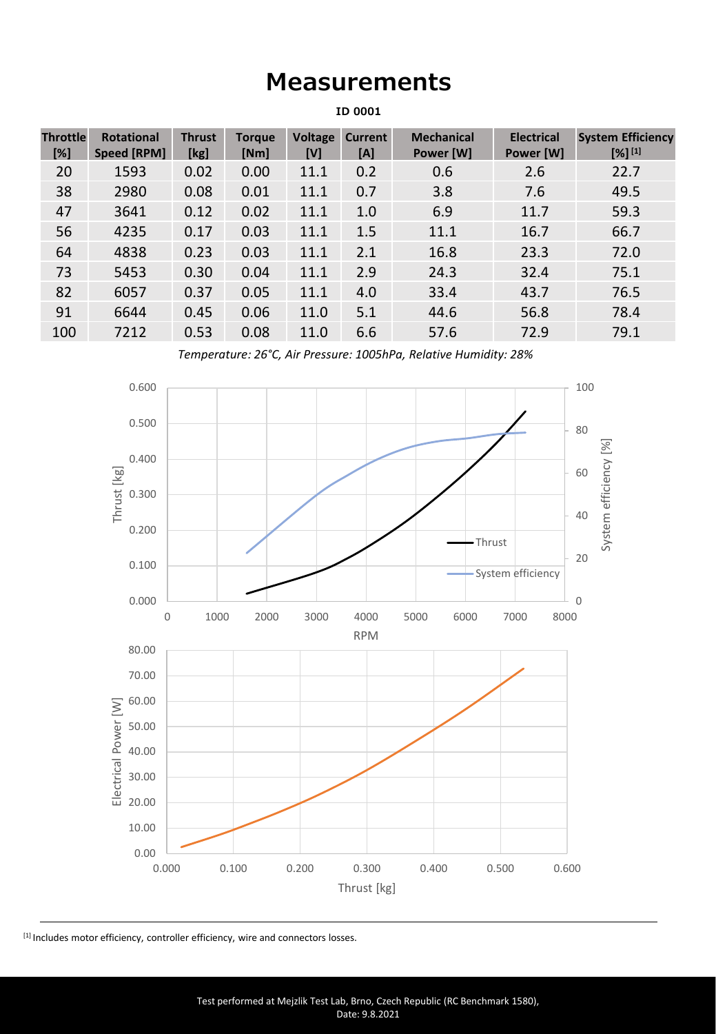# Measurements

**ID 0001**

| Throttle [%] | Rotational Speed [RPM] | Thrust [kg] | Torque [Nm] | Voltage [V] | Current [A] | Mechanical Power [W] | Electrical Power [W] | System Efficiency [%] [1] |
|---|---|---|---|---|---|---|---|---|
| 20 | 1593 | 0.02 | 0.00 | 11.1 | 0.2 | 0.6 | 2.6 | 22.7 |
| 38 | 2980 | 0.08 | 0.01 | 11.1 | 0.7 | 3.8 | 7.6 | 49.5 |
| 47 | 3641 | 0.12 | 0.02 | 11.1 | 1.0 | 6.9 | 11.7 | 59.3 |
| 56 | 4235 | 0.17 | 0.03 | 11.1 | 1.5 | 11.1 | 16.7 | 66.7 |
| 64 | 4838 | 0.23 | 0.03 | 11.1 | 2.1 | 16.8 | 23.3 | 72.0 |
| 73 | 5453 | 0.30 | 0.04 | 11.1 | 2.9 | 24.3 | 32.4 | 75.1 |
| 82 | 6057 | 0.37 | 0.05 | 11.1 | 4.0 | 33.4 | 43.7 | 76.5 |
| 91 | 6644 | 0.45 | 0.06 | 11.0 | 5.1 | 44.6 | 56.8 | 78.4 |
| 100 | 7212 | 0.53 | 0.08 | 11.0 | 6.6 | 57.6 | 72.9 | 79.1 |

*Temperature: 26°C, Air Pressure: 1005hPa, Relative Humidity: 28%*

Thrust [kg]
0.600
0.500
0.400
0.300
0.200
0.100
0.000
System efficiency [%]
100
80
60
40
20
0
RPM
0 1000 2000 3000 4000 5000 6000 7000 8000
Thrust
System efficiency

Electrical Power [W]
80.00
70.00
60.00
50.00
40.00
30.00
20.00
10.00
0.00
Thrust [kg]
0.000 0.100 0.200 0.300 0.400 0.500 0.600

[1] Includes motor efficiency, controller efficiency, wire and connectors losses.

Test performed at Mejzlik Test Lab, Brno, Czech Republic (RC Benchmark 1580),
Date: 9.8.2021